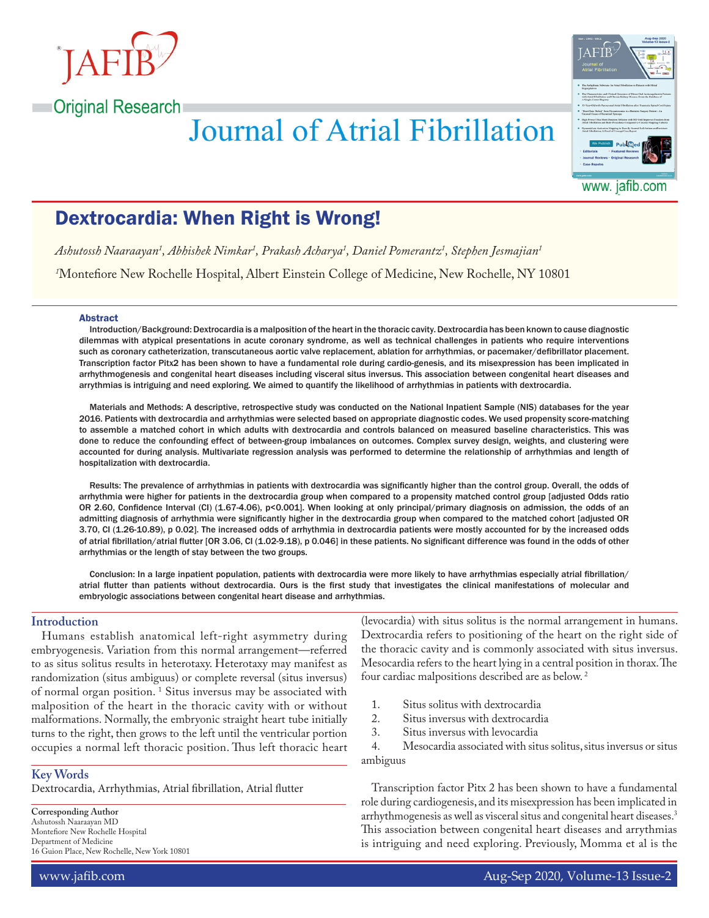Original Research

# Dextrocardia: When Right is Wrong!

*Ashutossh Naaraayan[1], Abhishek Nimkar[1], Prakash Acharya[1], Daniel Pomerantz[1], Stephen Jesmajian[1]*

[1]Montefiore New Rochelle Hospital, Albert Einstein College of Medicine, New Rochelle, NY 10801

## Abstract

Introduction/Background: Dextrocardia is a malposition of the heart in the thoracic cavity. Dextrocardia has been known to cause diagnostic dilemmas with atypical presentations in acute coronary syndrome, as well as technical challenges in patients who require interventions such as coronary catheterization, transcutaneous aortic valve replacement, ablation for arrhythmias, or pacemaker/defibrillator placement. Transcription factor Pitx2 has been shown to have a fundamental role during cardio-genesis, and its misexpression has been implicated in arrhythmogenesis and congenital heart diseases including visceral situs inversus. This association between congenital heart diseases and arrythmias is intriguing and need exploring. We aimed to quantify the likelihood of arrhythmias in patients with dextrocardia.

Materials and Methods: A descriptive, retrospective study was conducted on the National Inpatient Sample (NIS) databases for the year 2016. Patients with dextrocardia and arrhythmias were selected based on appropriate diagnostic codes. We used propensity score-matching to assemble a matched cohort in which adults with dextrocardia and controls balanced on measured baseline characteristics. This was done to reduce the confounding effect of between-group imbalances on outcomes. Complex survey design, weights, and clustering were accounted for during analysis. Multivariate regression analysis was performed to determine the relationship of arrhythmias and length of hospitalization with dextrocardia.

Results: The prevalence of arrhythmias in patients with dextrocardia was significantly higher than the control group. Overall, the odds of arrhythmia were higher for patients in the dextrocardia group when compared to a propensity matched control group [adjusted Odds ratio OR 2.60, Confidence Interval (CI) (1.67-4.06), p<0.001]. When looking at only principal/primary diagnosis on admission, the odds of an admitting diagnosis of arrhythmia were significantly higher in the dextrocardia group when compared to the matched cohort [adjusted OR 3.70, CI (1.26-10.89), p 0.02]. The increased odds of arrhythmia in dextrocardia patients were mostly accounted for by the increased odds of atrial fibrillation/atrial flutter [OR 3.06, CI (1.02-9.18), p 0.046] in these patients. No significant difference was found in the odds of other arrhythmias or the length of stay between the two groups.

Conclusion: In a large inpatient population, patients with dextrocardia were more likely to have arrhythmias especially atrial fibrillation/atrial flutter than patients without dextrocardia. Ours is the first study that investigates the clinical manifestations of molecular and embryologic associations between congenital heart disease and arrhythmias.

## Introduction

Humans establish anatomical left-right asymmetry during embryogenesis. Variation from this normal arrangement—referred to as situs solitus results in heterotaxy. Heterotaxy may manifest as randomization (situs ambiguus) or complete reversal (situs inversus) of normal organ position. [1] Situs inversus may be associated with malposition of the heart in the thoracic cavity with or without malformations. Normally, the embryonic straight heart tube initially turns to the right, then grows to the left until the ventricular portion occupies a normal left thoracic position. Thus left thoracic heart (levocardia) with situs solitus is the normal arrangement in humans. Dextrocardia refers to positioning of the heart on the right side of the thoracic cavity and is commonly associated with situs inversus. Mesocardia refers to the heart lying in a central position in thorax. The four cardiac malpositions described are as below. [2]

1. Situs solitus with dextrocardia
2. Situs inversus with dextrocardia
3. Situs inversus with levocardia
4. Mesocardia associated with situs solitus, situs inversus or situs ambiguus

Transcription factor Pitx 2 has been shown to have a fundamental role during cardiogenesis, and its misexpression has been implicated in arrhythmogenesis as well as visceral situs and congenital heart diseases.[3] This association between congenital heart diseases and arrythmias is intriguing and need exploring. Previously, Momma et al is the

## Key Words

Dextrocardia, Arrhythmias, Atrial fibrillation, Atrial flutter

**Corresponding Author**
Ashutossh Naaraayan MD
Montefiore New Rochelle Hospital
Department of Medicine
16 Guion Place, New Rochelle, New York 10801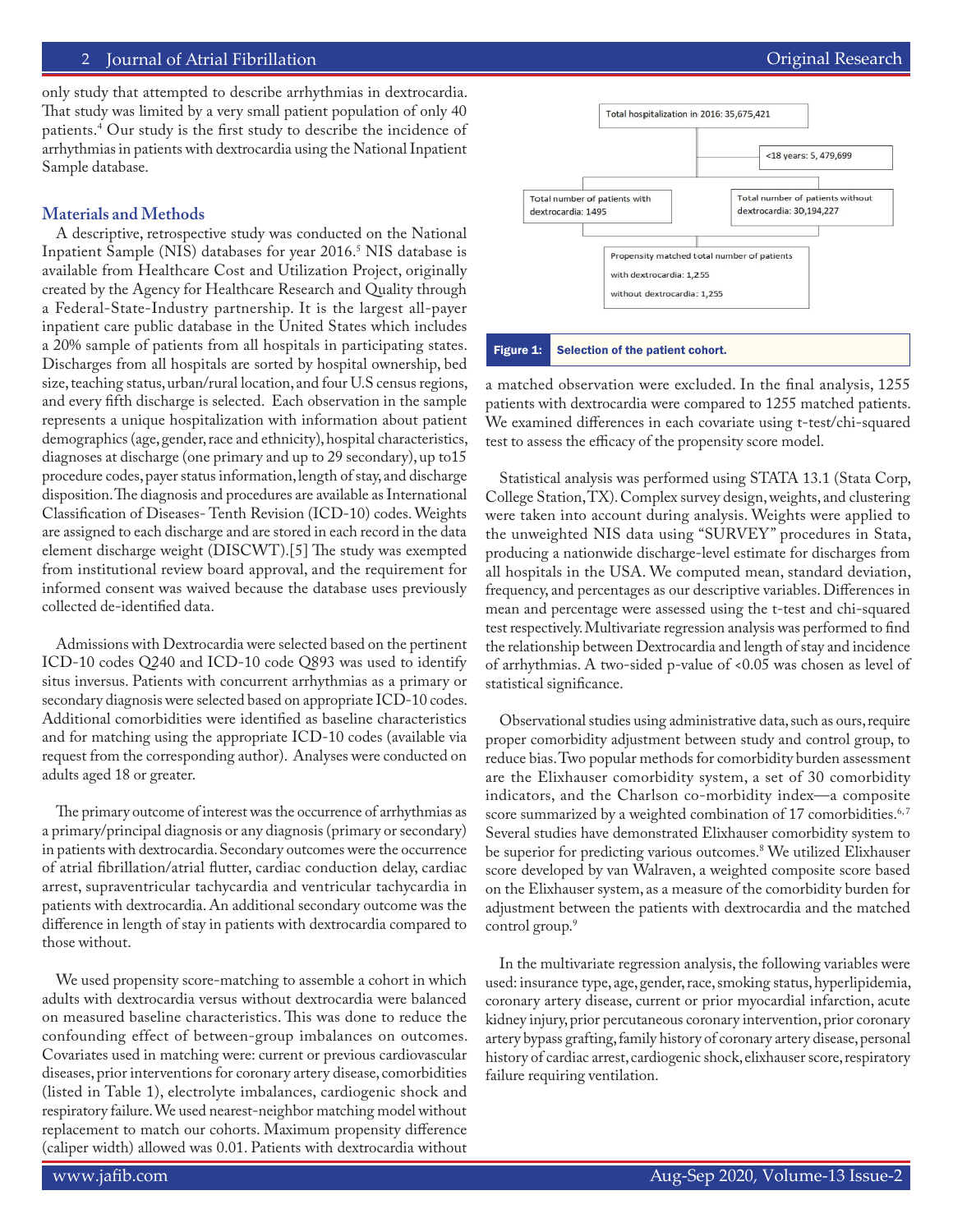only study that attempted to describe arrhythmias in dextrocardia. That study was limited by a very small patient population of only 40 patients.[4] Our study is the first study to describe the incidence of arrhythmias in patients with dextrocardia using the National Inpatient Sample database.

## Materials and Methods

A descriptive, retrospective study was conducted on the National Inpatient Sample (NIS) databases for year 2016.[5] NIS database is available from Healthcare Cost and Utilization Project, originally created by the Agency for Healthcare Research and Quality through a Federal-State-Industry partnership. It is the largest all-payer inpatient care public database in the United States which includes a 20% sample of patients from all hospitals in participating states. Discharges from all hospitals are sorted by hospital ownership, bed size, teaching status, urban/rural location, and four U.S census regions, and every fifth discharge is selected. Each observation in the sample represents a unique hospitalization with information about patient demographics (age, gender, race and ethnicity), hospital characteristics, diagnoses at discharge (one primary and up to 29 secondary), up to15 procedure codes, payer status information, length of stay, and discharge disposition. The diagnosis and procedures are available as International Classification of Diseases- Tenth Revision (ICD-10) codes. Weights are assigned to each discharge and are stored in each record in the data element discharge weight (DISCWT).[5] The study was exempted from institutional review board approval, and the requirement for informed consent was waived because the database uses previously collected de-identified data.

Admissions with Dextrocardia were selected based on the pertinent ICD-10 codes Q240 and ICD-10 code Q893 was used to identify situs inversus. Patients with concurrent arrhythmias as a primary or secondary diagnosis were selected based on appropriate ICD-10 codes. Additional comorbidities were identified as baseline characteristics and for matching using the appropriate ICD-10 codes (available via request from the corresponding author). Analyses were conducted on adults aged 18 or greater.

The primary outcome of interest was the occurrence of arrhythmias as a primary/principal diagnosis or any diagnosis (primary or secondary) in patients with dextrocardia. Secondary outcomes were the occurrence of atrial fibrillation/atrial flutter, cardiac conduction delay, cardiac arrest, supraventricular tachycardia and ventricular tachycardia in patients with dextrocardia. An additional secondary outcome was the difference in length of stay in patients with dextrocardia compared to those without.

We used propensity score-matching to assemble a cohort in which adults with dextrocardia versus without dextrocardia were balanced on measured baseline characteristics. This was done to reduce the confounding effect of between-group imbalances on outcomes. Covariates used in matching were: current or previous cardiovascular diseases, prior interventions for coronary artery disease, comorbidities (listed in Table 1), electrolyte imbalances, cardiogenic shock and respiratory failure. We used nearest-neighbor matching model without replacement to match our cohorts. Maximum propensity difference (caliper width) allowed was 0.01. Patients with dextrocardia without a matched observation were excluded. In the final analysis, 1255 patients with dextrocardia were compared to 1255 matched patients. We examined differences in each covariate using t-test/chi-squared test to assess the efficacy of the propensity score model.

Total hospitalization in 2016: 35,675,421

<18 years: 5, 479,699

Total number of patients with dextrocardia: 1495

Total number of patients without dextrocardia: 30,194,227

Propensity matched total number of patients
with dextrocardia: 1,255
without dextrocardia: 1,255

**Figure 1:** Selection of the patient cohort.

Statistical analysis was performed using STATA 13.1 (Stata Corp, College Station, TX). Complex survey design, weights, and clustering were taken into account during analysis. Weights were applied to the unweighted NIS data using "SURVEY" procedures in Stata, producing a nationwide discharge-level estimate for discharges from all hospitals in the USA. We computed mean, standard deviation, frequency, and percentages as our descriptive variables. Differences in mean and percentage were assessed using the t-test and chi-squared test respectively. Multivariate regression analysis was performed to find the relationship between Dextrocardia and length of stay and incidence of arrhythmias. A two-sided p-value of <0.05 was chosen as level of statistical significance.

Observational studies using administrative data, such as ours, require proper comorbidity adjustment between study and control group, to reduce bias. Two popular methods for comorbidity burden assessment are the Elixhauser comorbidity system, a set of 30 comorbidity indicators, and the Charlson co-morbidity index—a composite score summarized by a weighted combination of 17 comorbidities.[6,7] Several studies have demonstrated Elixhauser comorbidity system to be superior for predicting various outcomes.[8] We utilized Elixhauser score developed by van Walraven, a weighted composite score based on the Elixhauser system, as a measure of the comorbidity burden for adjustment between the patients with dextrocardia and the matched control group.[9]

In the multivariate regression analysis, the following variables were used: insurance type, age, gender, race, smoking status, hyperlipidemia, coronary artery disease, current or prior myocardial infarction, acute kidney injury, prior percutaneous coronary intervention, prior coronary artery bypass grafting, family history of coronary artery disease, personal history of cardiac arrest, cardiogenic shock, elixhauser score, respiratory failure requiring ventilation.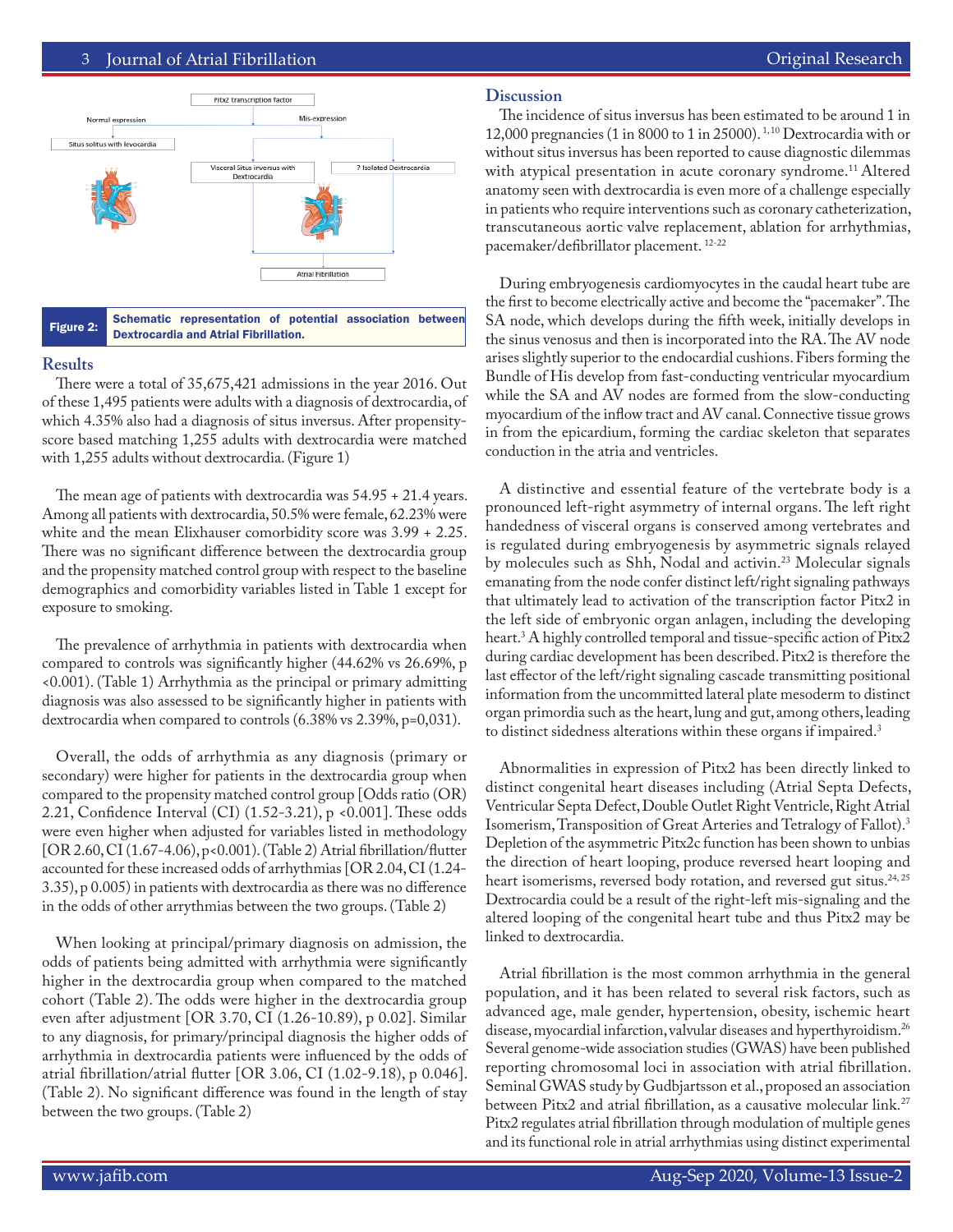Pitx2 transcription factor

Normal expression

Mis-expression

Situs solitus with levocardia

Visceral situs inversus with Dextrocardia

? Isolated Dextrocardia

Atrial Fibrillation

**Figure 2:** Schematic representation of potential association between Dextrocardia and Atrial Fibrillation.

## Results

There were a total of 35,675,421 admissions in the year 2016. Out of these 1,495 patients were adults with a diagnosis of dextrocardia, of which 4.35% also had a diagnosis of situs inversus. After propensity-score based matching 1,255 adults with dextrocardia were matched with 1,255 adults without dextrocardia. (Figure 1)

The mean age of patients with dextrocardia was 54.95 + 21.4 years. Among all patients with dextrocardia, 50.5% were female, 62.23% were white and the mean Elixhauser comorbidity score was 3.99 + 2.25. There was no significant difference between the dextrocardia group and the propensity matched control group with respect to the baseline demographics and comorbidity variables listed in Table 1 except for exposure to smoking.

The prevalence of arrhythmia in patients with dextrocardia when compared to controls was significantly higher (44.62% vs 26.69%, p <0.001). (Table 1) Arrhythmia as the principal or primary admitting diagnosis was also assessed to be significantly higher in patients with dextrocardia when compared to controls (6.38% vs 2.39%, p=0,031).

Overall, the odds of arrhythmia as any diagnosis (primary or secondary) were higher for patients in the dextrocardia group when compared to the propensity matched control group [Odds ratio (OR) 2.21, Confidence Interval (CI) (1.52-3.21), p <0.001]. These odds were even higher when adjusted for variables listed in methodology [OR 2.60, CI (1.67-4.06), p<0.001). (Table 2) Atrial fibrillation/flutter accounted for these increased odds of arrhythmias [OR 2.04, CI (1.24-3.35), p 0.005) in patients with dextrocardia as there was no difference in the odds of other arrythmias between the two groups. (Table 2)

When looking at principal/primary diagnosis on admission, the odds of patients being admitted with arrhythmia were significantly higher in the dextrocardia group when compared to the matched cohort (Table 2). The odds were higher in the dextrocardia group even after adjustment [OR 3.70, CI (1.26-10.89), p 0.02]. Similar to any diagnosis, for primary/principal diagnosis the higher odds of arrhythmia in dextrocardia patients were influenced by the odds of atrial fibrillation/atrial flutter [OR 3.06, CI (1.02-9.18), p 0.046]. (Table 2). No significant difference was found in the length of stay between the two groups. (Table 2)

## Discussion

The incidence of situs inversus has been estimated to be around 1 in 12,000 pregnancies (1 in 8000 to 1 in 25000).[1,10] Dextrocardia with or without situs inversus has been reported to cause diagnostic dilemmas with atypical presentation in acute coronary syndrome.[11] Altered anatomy seen with dextrocardia is even more of a challenge especially in patients who require interventions such as coronary catheterization, transcutaneous aortic valve replacement, ablation for arrhythmias, pacemaker/defibrillator placement.[12-22]

During embryogenesis cardiomyocytes in the caudal heart tube are the first to become electrically active and become the "pacemaker". The SA node, which develops during the fifth week, initially develops in the sinus venosus and then is incorporated into the RA. The AV node arises slightly superior to the endocardial cushions. Fibers forming the Bundle of His develop from fast-conducting ventricular myocardium while the SA and AV nodes are formed from the slow-conducting myocardium of the inflow tract and AV canal. Connective tissue grows in from the epicardium, forming the cardiac skeleton that separates conduction in the atria and ventricles.

A distinctive and essential feature of the vertebrate body is a pronounced left-right asymmetry of internal organs. The left right handedness of visceral organs is conserved among vertebrates and is regulated during embryogenesis by asymmetric signals relayed by molecules such as Shh, Nodal and activin.[23] Molecular signals emanating from the node confer distinct left/right signaling pathways that ultimately lead to activation of the transcription factor Pitx2 in the left side of embryonic organ anlagen, including the developing heart.[3] A highly controlled temporal and tissue-specific action of Pitx2 during cardiac development has been described. Pitx2 is therefore the last effector of the left/right signaling cascade transmitting positional information from the uncommitted lateral plate mesoderm to distinct organ primordia such as the heart, lung and gut, among others, leading to distinct sidedness alterations within these organs if impaired.[3]

Abnormalities in expression of Pitx2 has been directly linked to distinct congenital heart diseases including (Atrial Septa Defects, Ventricular Septa Defect, Double Outlet Right Ventricle, Right Atrial Isomerism, Transposition of Great Arteries and Tetralogy of Fallot).[3] Depletion of the asymmetric Pitx2c function has been shown to unbias the direction of heart looping, produce reversed heart looping and heart isomerisms, reversed body rotation, and reversed gut situs.[24,25] Dextrocardia could be a result of the right-left mis-signaling and the altered looping of the congenital heart tube and thus Pitx2 may be linked to dextrocardia.

Atrial fibrillation is the most common arrhythmia in the general population, and it has been related to several risk factors, such as advanced age, male gender, hypertension, obesity, ischemic heart disease, myocardial infarction, valvular diseases and hyperthyroidism.[26] Several genome-wide association studies (GWAS) have been published reporting chromosomal loci in association with atrial fibrillation. Seminal GWAS study by Gudbjartsson et al., proposed an association between Pitx2 and atrial fibrillation, as a causative molecular link.[27] Pitx2 regulates atrial fibrillation through modulation of multiple genes and its functional role in atrial arrhythmias using distinct experimental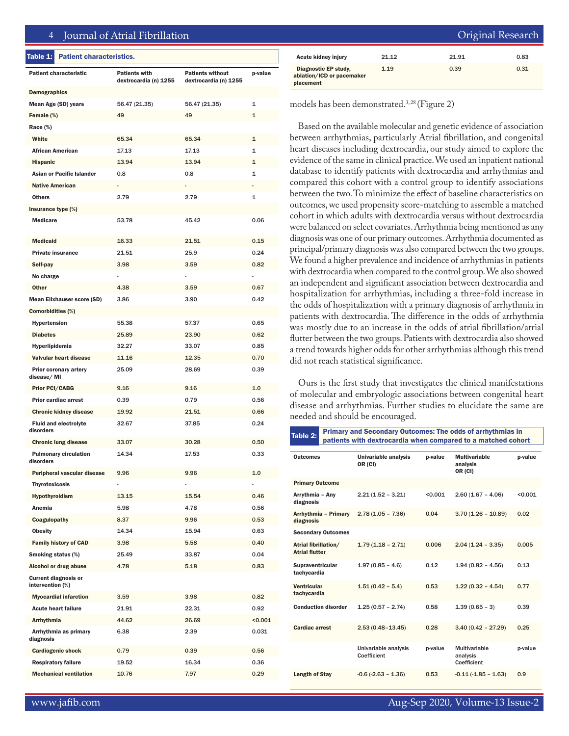**Table 1: Patient characteristics.**

| Patient characteristic | Patients with dextrocardia (n) 1255 | Patients without dextrocardia (n) 1255 | p-value |
|---|---|---|---|
| **Demographics** | | | |
| Mean Age (SD) years | 56.47 (21.35) | 56.47 (21.35) | 1 |
| Female (%) | 49 | 49 | 1 |
| Race (%) | | | |
| White | 65.34 | 65.34 | 1 |
| African American | 17.13 | 17.13 | 1 |
| Hispanic | 13.94 | 13.94 | 1 |
| Asian or Pacific Islander | 0.8 | 0.8 | 1 |
| Native American | - | - | - |
| Others | 2.79 | 2.79 | 1 |
| Insurance type (%) | | | |
| Medicare | 53.78 | 45.42 | 0.06 |
| Medicaid | 16.33 | 21.51 | 0.15 |
| Private insurance | 21.51 | 25.9 | 0.24 |
| Self-pay | 3.98 | 3.59 | 0.82 |
| No charge | - | - | - |
| Other | 4.38 | 3.59 | 0.67 |
| Mean Elixhauser score (SD) | 3.86 | 3.90 | 0.42 |
| **Comorbidities (%)** | | | |
| Hypertension | 55.38 | 57.37 | 0.65 |
| Diabetes | 25.89 | 23.90 | 0.62 |
| Hyperlipidemia | 32.27 | 33.07 | 0.85 |
| Valvular heart disease | 11.16 | 12.35 | 0.70 |
| Prior coronary artery disease/ MI | 25.09 | 28.69 | 0.39 |
| Prior PCI/CABG | 9.16 | 9.16 | 1.0 |
| Prior cardiac arrest | 0.39 | 0.79 | 0.56 |
| Chronic kidney disease | 19.92 | 21.51 | 0.66 |
| Fluid and electrolyte disorders | 32.67 | 37.85 | 0.24 |
| Chronic lung disease | 33.07 | 30.28 | 0.50 |
| Pulmonary circulation disorders | 14.34 | 17.53 | 0.33 |
| Peripheral vascular disease | 9.96 | 9.96 | 1.0 |
| Thyrotoxicosis | - | - | - |
| Hypothyroidism | 13.15 | 15.54 | 0.46 |
| Anemia | 5.98 | 4.78 | 0.56 |
| Coagulopathy | 8.37 | 9.96 | 0.53 |
| Obesity | 14.34 | 15.94 | 0.63 |
| Family history of CAD | 3.98 | 5.58 | 0.40 |
| Smoking status (%) | 25.49 | 33.87 | 0.04 |
| Alcohol or drug abuse | 4.78 | 5.18 | 0.83 |
| **Current diagnosis or intervention (%)** | | | |
| Myocardial infarction | 3.59 | 3.98 | 0.82 |
| Acute heart failure | 21.91 | 22.31 | 0.92 |
| Arrhythmia | 44.62 | 26.69 | <0.001 |
| Arrhythmia as primary diagnosis | 6.38 | 2.39 | 0.031 |
| Cardiogenic shock | 0.79 | 0.39 | 0.56 |
| Respiratory failure | 19.52 | 16.34 | 0.36 |
| Mechanical ventilation | 10.76 | 7.97 | 0.29 |
| Acute kidney injury | 21.12 | 21.91 | 0.83 |
| Diagnostic EP study, ablation/ICD or pacemaker placement | 1.19 | 0.39 | 0.31 |

models has been demonstrated.[3,28] (Figure 2)

Based on the available molecular and genetic evidence of association between arrhythmias, particularly Atrial fibrillation, and congenital heart diseases including dextrocardia, our study aimed to explore the evidence of the same in clinical practice. We used an inpatient national database to identify patients with dextrocardia and arrhythmias and compared this cohort with a control group to identify associations between the two. To minimize the effect of baseline characteristics on outcomes, we used propensity score-matching to assemble a matched cohort in which adults with dextrocardia versus without dextrocardia were balanced on select covariates. Arrhythmia being mentioned as any diagnosis was one of our primary outcomes. Arrhythmia documented as principal/primary diagnosis was also compared between the two groups. We found a higher prevalence and incidence of arrhythmias in patients with dextrocardia when compared to the control group. We also showed an independent and significant association between dextrocardia and hospitalization for arrhythmias, including a three-fold increase in the odds of hospitalization with a primary diagnosis of arrhythmia in patients with dextrocardia. The difference in the odds of arrhythmia was mostly due to an increase in the odds of atrial fibrillation/atrial flutter between the two groups. Patients with dextrocardia also showed a trend towards higher odds for other arrhythmias although this trend did not reach statistical significance.

Ours is the first study that investigates the clinical manifestations of molecular and embryologic associations between congenital heart disease and arrhythmias. Further studies to elucidate the same are needed and should be encouraged.

**Table 2: Primary and Secondary Outcomes: The odds of arrhythmias in patients with dextrocardia when compared to a matched cohort**

| Outcomes | Univariable analysis OR (CI) | p-value | Multivariable analysis OR (CI) | p-value |
|---|---|---|---|---|
| **Primary Outcome** | | | | |
| Arrythmia – Any diagnosis | 2.21 (1.52 – 3.21) | <0.001 | 2.60 (1.67 – 4.06) | <0.001 |
| Arrhythmia – Primary diagnosis | 2.78 (1.05 – 7.36) | 0.04 | 3.70 (1.26 – 10.89) | 0.02 |
| **Secondary Outcomes** | | | | |
| Atrial fibrillation/ Atrial flutter | 1.79 (1.18 – 2.71) | 0.006 | 2.04 (1.24 – 3.35) | 0.005 |
| Supraventricular tachycardia | 1.97 (0.85 – 4.6) | 0.12 | 1.94 (0.82 – 4.56) | 0.13 |
| Ventricular tachycardia | 1.51 (0.42 – 5.4) | 0.53 | 1.22 (0.32 – 4.54) | 0.77 |
| Conduction disorder | 1.25 (0.57 – 2.74) | 0.58 | 1.39 (0.65 – 3) | 0.39 |
| Cardiac arrest | 2.53 (0.48–13.45) | 0.28 | 3.40 (0.42 – 27.29) | 0.25 |
| | Univariable analysis Coefficient | p-value | Multivariable analysis Coefficient | p-value |
| Length of Stay | -0.6 (-2.63 – 1.36) | 0.53 | -0.11 (-1.85 – 1.63) | 0.9 |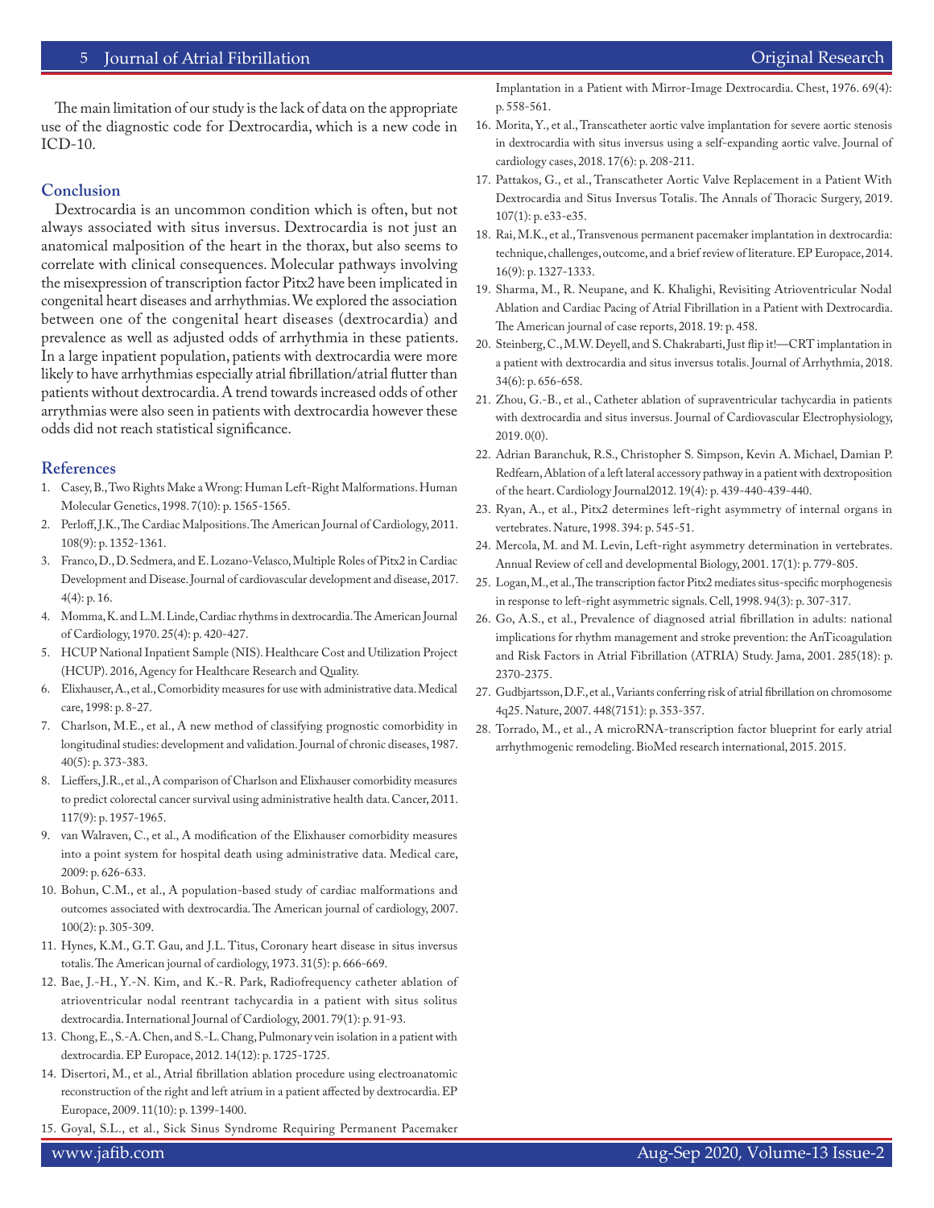The main limitation of our study is the lack of data on the appropriate use of the diagnostic code for Dextrocardia, which is a new code in ICD-10.

## Conclusion

Dextrocardia is an uncommon condition which is often, but not always associated with situs inversus. Dextrocardia is not just an anatomical malposition of the heart in the thorax, but also seems to correlate with clinical consequences. Molecular pathways involving the misexpression of transcription factor Pitx2 have been implicated in congenital heart diseases and arrhythmias. We explored the association between one of the congenital heart diseases (dextrocardia) and prevalence as well as adjusted odds of arrhythmia in these patients. In a large inpatient population, patients with dextrocardia were more likely to have arrhythmias especially atrial fibrillation/atrial flutter than patients without dextrocardia. A trend towards increased odds of other arrythmias were also seen in patients with dextrocardia however these odds did not reach statistical significance.

## References

1. Casey, B., Two Rights Make a Wrong: Human Left-Right Malformations. Human Molecular Genetics, 1998. 7(10): p. 1565-1565.
2. Perloff, J.K., The Cardiac Malpositions. The American Journal of Cardiology, 2011. 108(9): p. 1352-1361.
3. Franco, D., D. Sedmera, and E. Lozano-Velasco, Multiple Roles of Pitx2 in Cardiac Development and Disease. Journal of cardiovascular development and disease, 2017. 4(4): p. 16.
4. Momma, K. and L.M. Linde, Cardiac rhythms in dextrocardia. The American Journal of Cardiology, 1970. 25(4): p. 420-427.
5. HCUP National Inpatient Sample (NIS). Healthcare Cost and Utilization Project (HCUP). 2016, Agency for Healthcare Research and Quality.
6. Elixhauser, A., et al., Comorbidity measures for use with administrative data. Medical care, 1998: p. 8-27.
7. Charlson, M.E., et al., A new method of classifying prognostic comorbidity in longitudinal studies: development and validation. Journal of chronic diseases, 1987. 40(5): p. 373-383.
8. Lieffers, J.R., et al., A comparison of Charlson and Elixhauser comorbidity measures to predict colorectal cancer survival using administrative health data. Cancer, 2011. 117(9): p. 1957-1965.
9. van Walraven, C., et al., A modification of the Elixhauser comorbidity measures into a point system for hospital death using administrative data. Medical care, 2009: p. 626-633.
10. Bohun, C.M., et al., A population-based study of cardiac malformations and outcomes associated with dextrocardia. The American journal of cardiology, 2007. 100(2): p. 305-309.
11. Hynes, K.M., G.T. Gau, and J.L. Titus, Coronary heart disease in situs inversus totalis. The American journal of cardiology, 1973. 31(5): p. 666-669.
12. Bae, J.-H., Y.-N. Kim, and K.-R. Park, Radiofrequency catheter ablation of atrioventricular nodal reentrant tachycardia in a patient with situs solitus dextrocardia. International Journal of Cardiology, 2001. 79(1): p. 91-93.
13. Chong, E., S.-A. Chen, and S.-L. Chang, Pulmonary vein isolation in a patient with dextrocardia. EP Europace, 2012. 14(12): p. 1725-1725.
14. Disertori, M., et al., Atrial fibrillation ablation procedure using electroanatomic reconstruction of the right and left atrium in a patient affected by dextrocardia. EP Europace, 2009. 11(10): p. 1399-1400.
15. Goyal, S.L., et al., Sick Sinus Syndrome Requiring Permanent Pacemaker Implantation in a Patient with Mirror-Image Dextrocardia. Chest, 1976. 69(4): p. 558-561.
16. Morita, Y., et al., Transcatheter aortic valve implantation for severe aortic stenosis in dextrocardia with situs inversus using a self-expanding aortic valve. Journal of cardiology cases, 2018. 17(6): p. 208-211.
17. Pattakos, G., et al., Transcatheter Aortic Valve Replacement in a Patient With Dextrocardia and Situs Inversus Totalis. The Annals of Thoracic Surgery, 2019. 107(1): p. e33-e35.
18. Rai, M.K., et al., Transvenous permanent pacemaker implantation in dextrocardia: technique, challenges, outcome, and a brief review of literature. EP Europace, 2014. 16(9): p. 1327-1333.
19. Sharma, M., R. Neupane, and K. Khalighi, Revisiting Atrioventricular Nodal Ablation and Cardiac Pacing of Atrial Fibrillation in a Patient with Dextrocardia. The American journal of case reports, 2018. 19: p. 458.
20. Steinberg, C., M.W. Deyell, and S. Chakrabarti, Just flip it!—CRT implantation in a patient with dextrocardia and situs inversus totalis. Journal of Arrhythmia, 2018. 34(6): p. 656-658.
21. Zhou, G.-B., et al., Catheter ablation of supraventricular tachycardia in patients with dextrocardia and situs inversus. Journal of Cardiovascular Electrophysiology, 2019. 0(0).
22. Adrian Baranchuk, R.S., Christopher S. Simpson, Kevin A. Michael, Damian P. Redfearn, Ablation of a left lateral accessory pathway in a patient with dextroposition of the heart. Cardiology Journal2012. 19(4): p. 439-440-439-440.
23. Ryan, A., et al., Pitx2 determines left-right asymmetry of internal organs in vertebrates. Nature, 1998. 394: p. 545-51.
24. Mercola, M. and M. Levin, Left-right asymmetry determination in vertebrates. Annual Review of cell and developmental Biology, 2001. 17(1): p. 779-805.
25. Logan, M., et al., The transcription factor Pitx2 mediates situs-specific morphogenesis in response to left-right asymmetric signals. Cell, 1998. 94(3): p. 307-317.
26. Go, A.S., et al., Prevalence of diagnosed atrial fibrillation in adults: national implications for rhythm management and stroke prevention: the AnTicoagulation and Risk Factors in Atrial Fibrillation (ATRIA) Study. Jama, 2001. 285(18): p. 2370-2375.
27. Gudbjartsson, D.F., et al., Variants conferring risk of atrial fibrillation on chromosome 4q25. Nature, 2007. 448(7151): p. 353-357.
28. Torrado, M., et al., A microRNA-transcription factor blueprint for early atrial arrhythmogenic remodeling. BioMed research international, 2015. 2015.